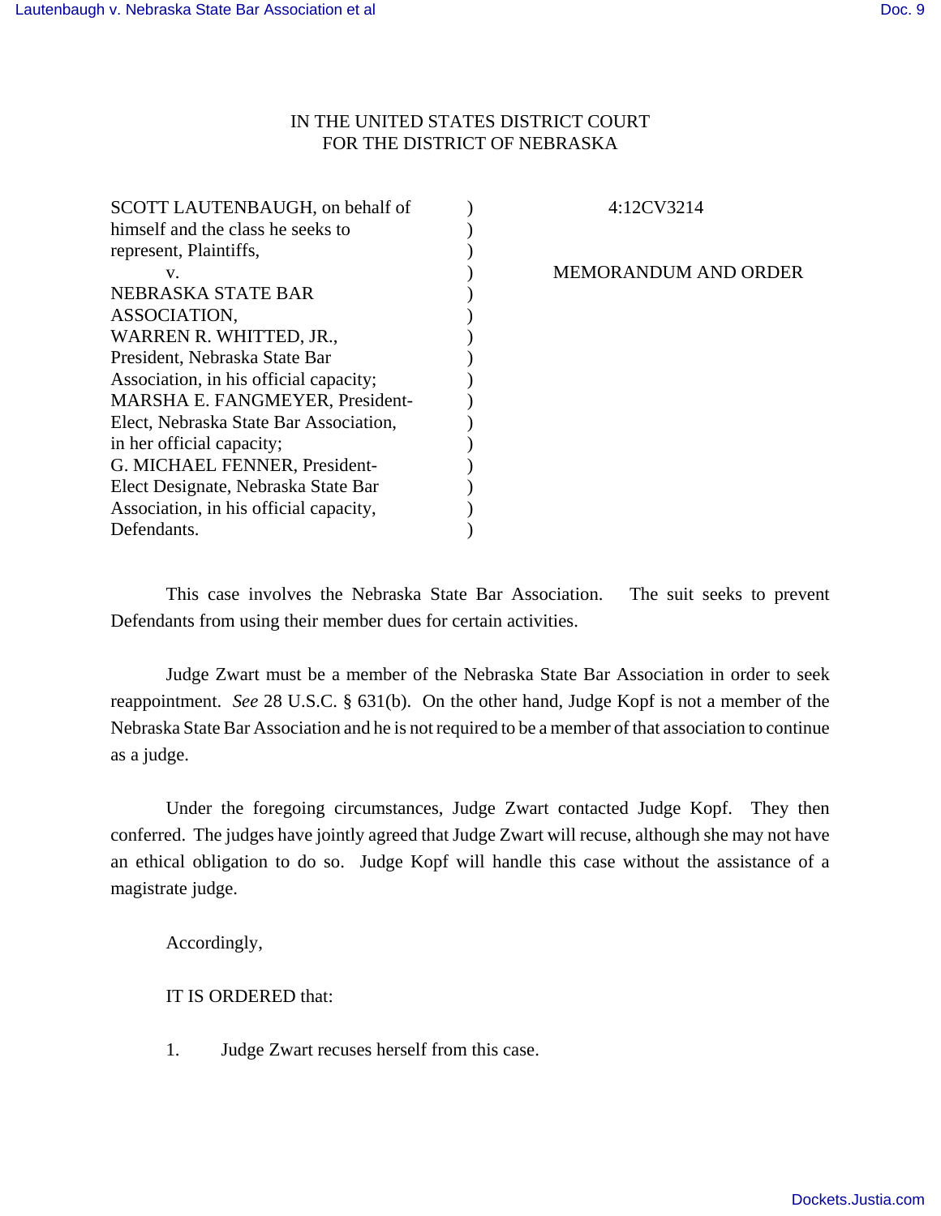IN THE UNITED STATES DISTRICT COURT
FOR THE DISTRICT OF NEBRASKA

| | | |
|---|---|---|
| SCOTT LAUTENBAUGH, on behalf of himself and the class he seeks to represent, Plaintiffs, | ) | 4:12CV3214 |
| v. | ) | MEMORANDUM AND ORDER |
| NEBRASKA STATE BAR ASSOCIATION, WARREN R. WHITTED, JR., President, Nebraska State Bar Association, in his official capacity; MARSHA E. FANGMEYER, President-Elect, Nebraska State Bar Association, in her official capacity; G. MICHAEL FENNER, President-Elect Designate, Nebraska State Bar Association, in his official capacity, Defendants. | ) | |

This case involves the Nebraska State Bar Association. The suit seeks to prevent Defendants from using their member dues for certain activities.

Judge Zwart must be a member of the Nebraska State Bar Association in order to seek reappointment. *See* 28 U.S.C. § 631(b). On the other hand, Judge Kopf is not a member of the Nebraska State Bar Association and he is not required to be a member of that association to continue as a judge.

Under the foregoing circumstances, Judge Zwart contacted Judge Kopf. They then conferred. The judges have jointly agreed that Judge Zwart will recuse, although she may not have an ethical obligation to do so. Judge Kopf will handle this case without the assistance of a magistrate judge.

Accordingly,

IT IS ORDERED that:

1. Judge Zwart recuses herself from this case.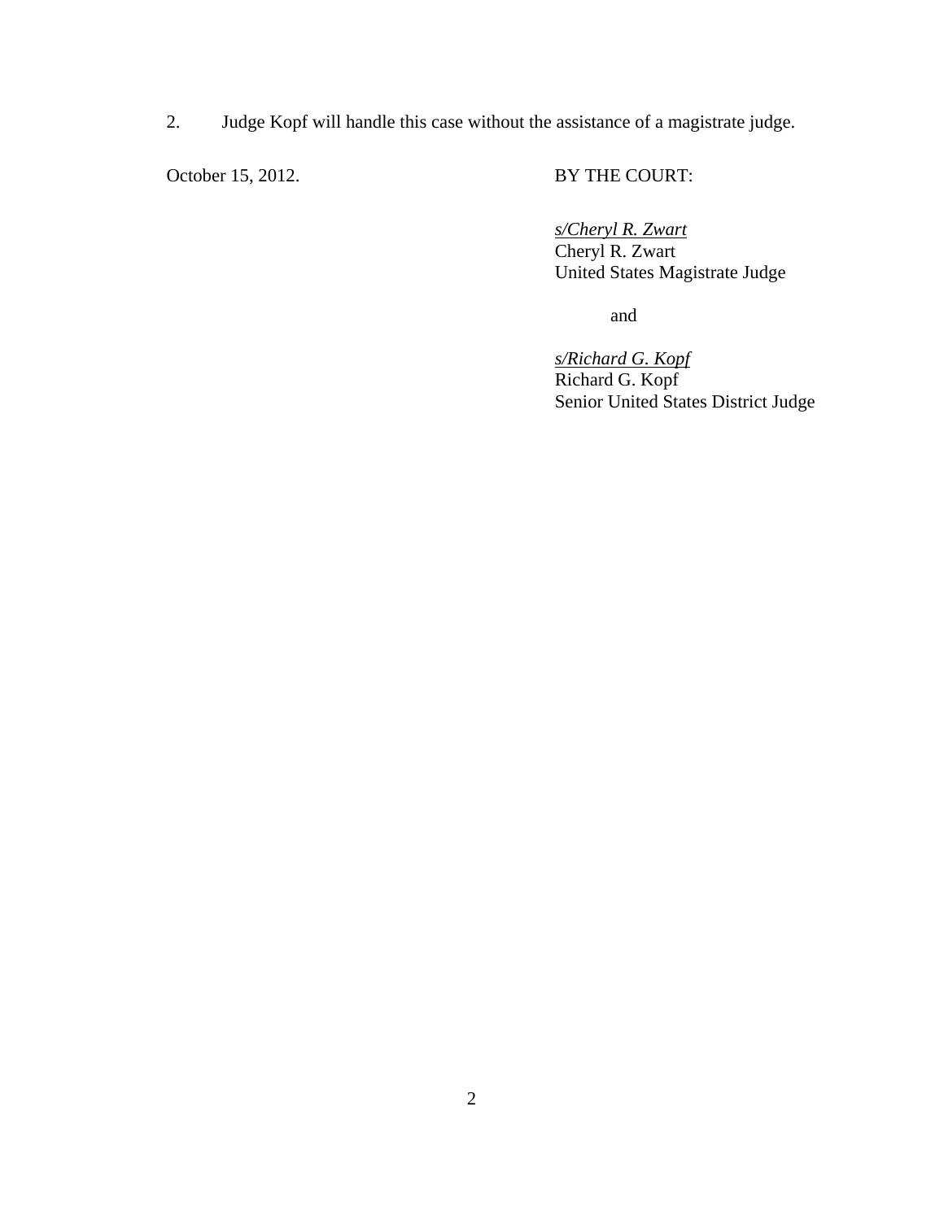2. Judge Kopf will handle this case without the assistance of a magistrate judge.

October 15, 2012.

BY THE COURT:

_s/Cheryl R. Zwart_
Cheryl R. Zwart
United States Magistrate Judge

and

_s/Richard G. Kopf_
Richard G. Kopf
Senior United States District Judge